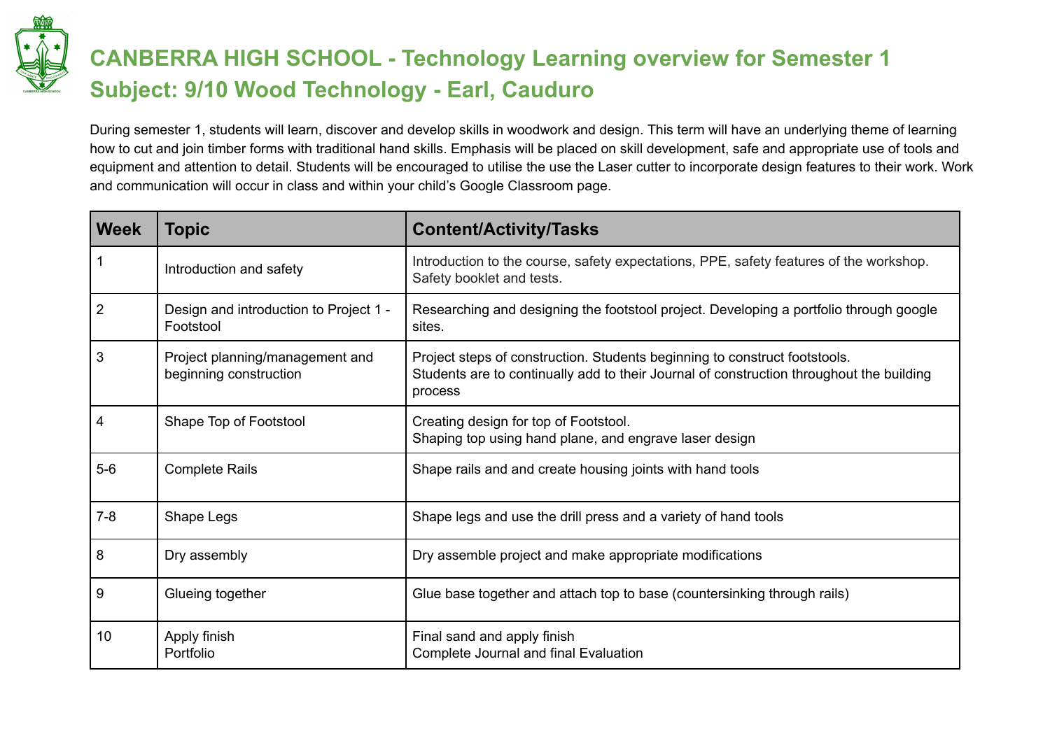# CANBERRA HIGH SCHOOL - Technology Learning overview for Semester 1

## Subject: 9/10 Wood Technology - Earl, Cauduro

During semester 1, students will learn, discover and develop skills in woodwork and design. This term will have an underlying theme of learning how to cut and join timber forms with traditional hand skills. Emphasis will be placed on skill development, safe and appropriate use of tools and equipment and attention to detail. Students will be encouraged to utilise the use the Laser cutter to incorporate design features to their work. Work and communication will occur in class and within your child's Google Classroom page.

| Week | Topic | Content/Activity/Tasks |
|---|---|---|
| 1 | Introduction and safety | Introduction to the course, safety expectations, PPE, safety features of the workshop. Safety booklet and tests. |
| 2 | Design and introduction to Project 1 - Footstool | Researching and designing the footstool project. Developing a portfolio through google sites. |
| 3 | Project planning/management and beginning construction | Project steps of construction. Students beginning to construct footstools. Students are to continually add to their Journal of construction throughout the building process |
| 4 | Shape Top of Footstool | Creating design for top of Footstool. Shaping top using hand plane, and engrave laser design |
| 5-6 | Complete Rails | Shape rails and and create housing joints with hand tools |
| 7-8 | Shape Legs | Shape legs and use the drill press and a variety of hand tools |
| 8 | Dry assembly | Dry assemble project and make appropriate modifications |
| 9 | Glueing together | Glue base together and attach top to base (countersinking through rails) |
| 10 | Apply finish<br>Portfolio | Final sand and apply finish<br>Complete Journal and final Evaluation |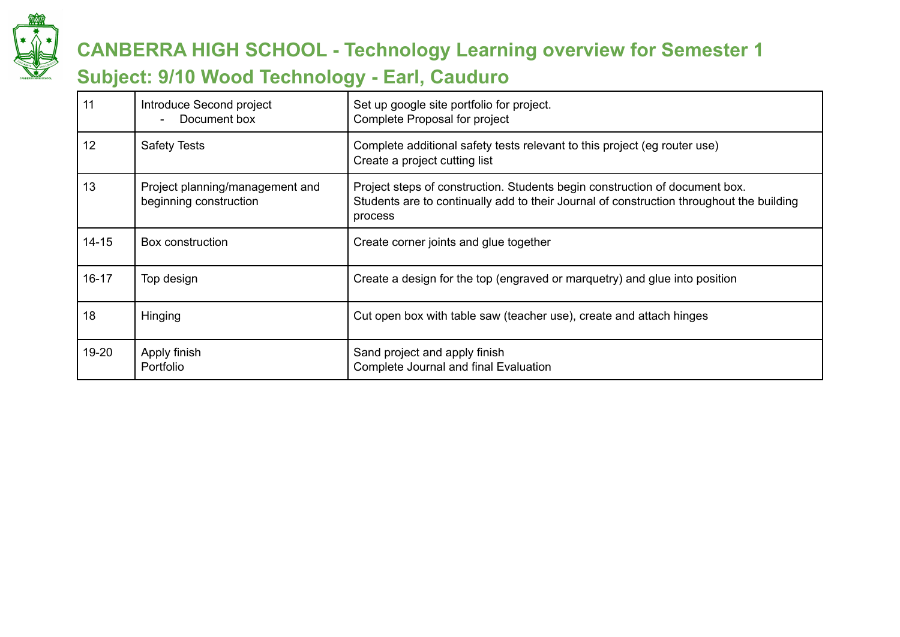## CANBERRA HIGH SCHOOL - Technology Learning overview for Semester 1

## Subject: 9/10 Wood Technology - Earl, Cauduro

| | | |
|---|---|---|
| 11 | Introduce Second project<br>- Document box | Set up google site portfolio for project.<br>Complete Proposal for project |
| 12 | Safety Tests | Complete additional safety tests relevant to this project (eg router use)<br>Create a project cutting list |
| 13 | Project planning/management and beginning construction | Project steps of construction. Students begin construction of document box.<br>Students are to continually add to their Journal of construction throughout the building process |
| 14-15 | Box construction | Create corner joints and glue together |
| 16-17 | Top design | Create a design for the top (engraved or marquetry) and glue into position |
| 18 | Hinging | Cut open box with table saw (teacher use), create and attach hinges |
| 19-20 | Apply finish<br>Portfolio | Sand project and apply finish<br>Complete Journal and final Evaluation |